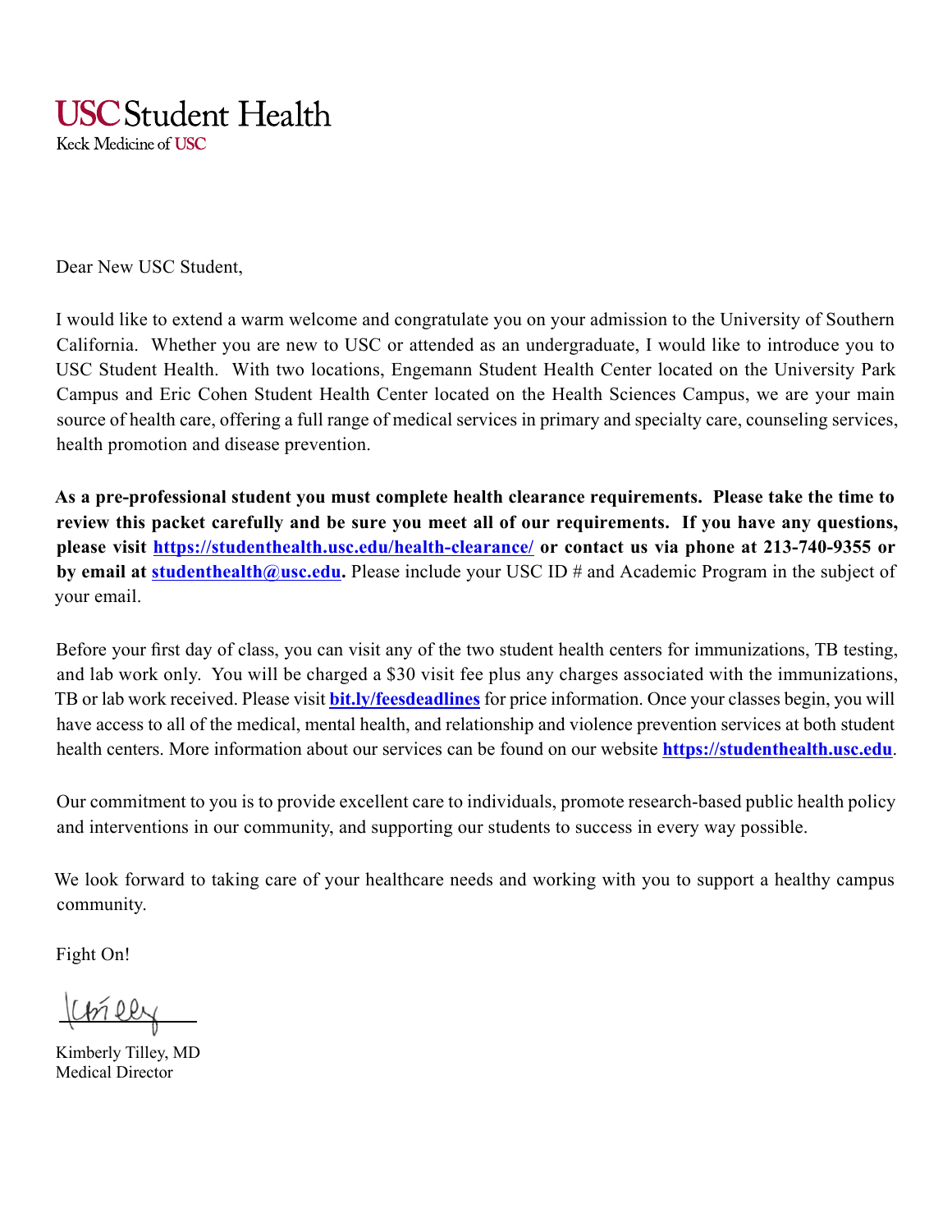# USC Student Health

Keck Medicine of USC

Dear New USC Student,

I would like to extend a warm welcome and congratulate you on your admission to the University of Southern California. Whether you are new to USC or attended as an undergraduate, I would like to introduce you to USC Student Health. With two locations, Engemann Student Health Center located on the University Park Campus and Eric Cohen Student Health Center located on the Health Sciences Campus, we are your main source of health care, offering a full range of medical services in primary and specialty care, counseling services, health promotion and disease prevention.

**As a pre-professional student you must complete health clearance requirements. Please take the time to review this packet carefully and be sure you meet all of our requirements. If you have any questions, please visit [https://studenthealth.usc.edu/health-clearance/](https://studenthealth.usc.edu/health-clearance/) or contact us via phone at 213-740-9355 or by email at [studenthealth@usc.edu](mailto:studenthealth@usc.edu).** Please include your USC ID # and Academic Program in the subject of your email.

Before your first day of class, you can visit any of the two student health centers for immunizations, TB testing, and lab work only. You will be charged a $30 visit fee plus any charges associated with the immunizations, TB or lab work received. Please visit **[bit.ly/feesdeadlines](https://bit.ly/feesdeadlines)** for price information. Once your classes begin, you will have access to all of the medical, mental health, and relationship and violence prevention services at both student health centers. More information about our services can be found on our website **[https://studenthealth.usc.edu](https://studenthealth.usc.edu)**.

Our commitment to you is to provide excellent care to individuals, promote research-based public health policy and interventions in our community, and supporting our students to success in every way possible.

We look forward to taking care of your healthcare needs and working with you to support a healthy campus community.

Fight On!

Kimberly Tilley, MD
Medical Director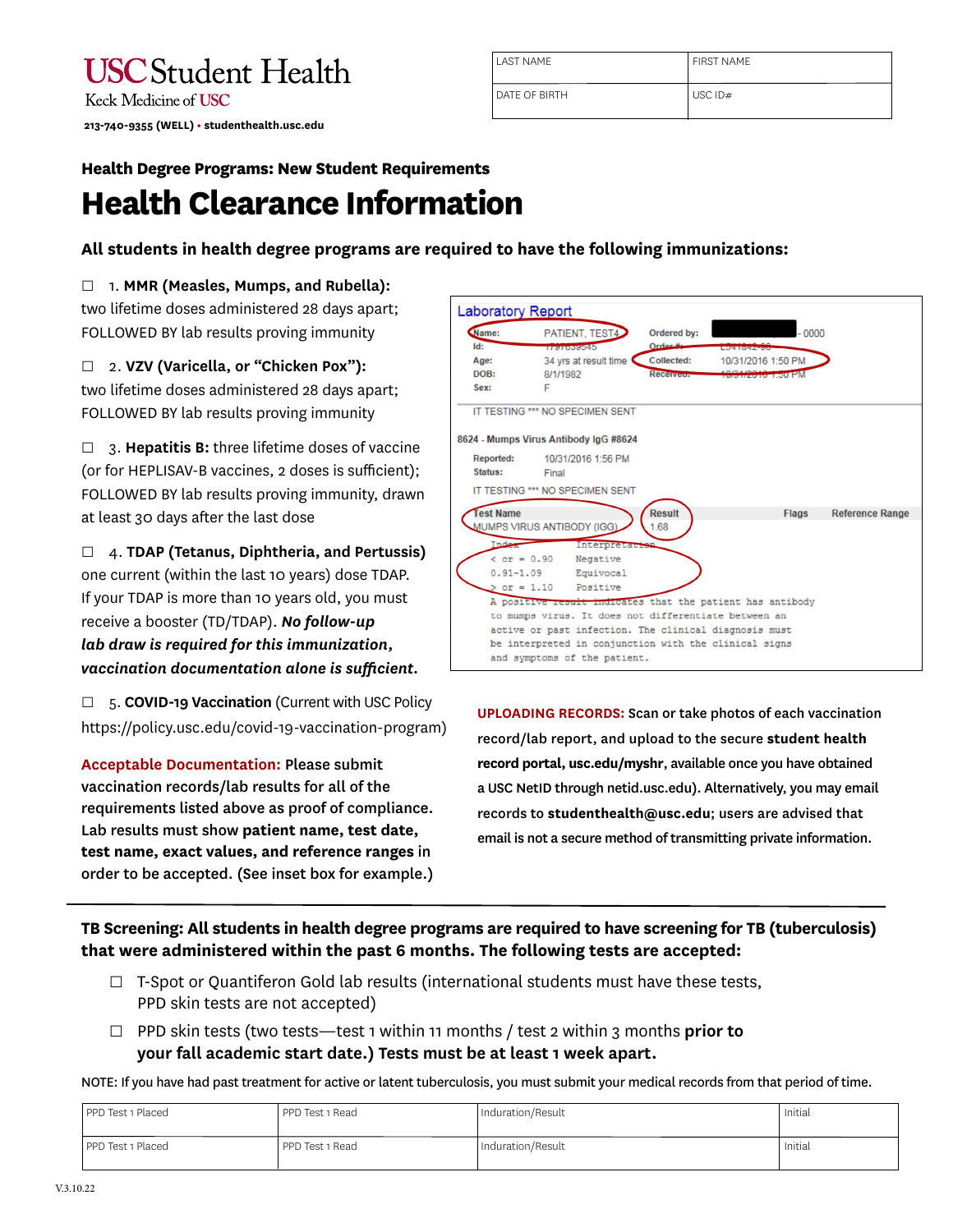# USC Student Health

Keck Medicine of USC

213-740-9355 (WELL) • studenthealth.usc.edu

| LAST NAME | FIRST NAME |
|---|---|
| DATE OF BIRTH | USC ID# |

**Health Degree Programs: New Student Requirements**

# Health Clearance Information

**All students in health degree programs are required to have the following immunizations:**

☐ 1. **MMR (Measles, Mumps, and Rubella):** two lifetime doses administered 28 days apart; FOLLOWED BY lab results proving immunity

☐ 2. **VZV (Varicella, or "Chicken Pox"):** two lifetime doses administered 28 days apart; FOLLOWED BY lab results proving immunity

☐ 3. **Hepatitis B:** three lifetime doses of vaccine (or for HEPLISAV-B vaccines, 2 doses is sufficient); FOLLOWED BY lab results proving immunity, drawn at least 30 days after the last dose

☐ 4. **TDAP (Tetanus, Diphtheria, and Pertussis)** one current (within the last 10 years) dose TDAP. If your TDAP is more than 10 years old, you must receive a booster (TD/TDAP). ***No follow-up lab draw is required for this immunization, vaccination documentation alone is sufficient.***

☐ 5. **COVID-19 Vaccination** (Current with USC Policy https://policy.usc.edu/covid-19-vaccination-program)

**Acceptable Documentation:** Please submit vaccination records/lab results for all of the requirements listed above as proof of compliance. Lab results must show **patient name, test date, test name, exact values, and reference ranges** in order to be accepted. (See inset box for example.)

**Laboratory Report**

Name: PATIENT, TEST4 | Ordered by: ████ - 0000
Id: 1797639545 | Order #: L541842-96
Age: 34 yrs at result time | Collected: 10/31/2016 1:50 PM
DOB: 8/1/1982 | Received: 10/31/2016 1:50 PM
Sex: F

IT TESTING *** NO SPECIMEN SENT

8624 - Mumps Virus Antibody IgG #8624

Reported: 10/31/2016 1:56 PM
Status: Final

IT TESTING *** NO SPECIMEN SENT

| Test Name | Result | Flags | Reference Range |
|---|---|---|---|
| MUMPS VIRUS ANTIBODY (IGG) | 1.68 | | |

```
Index         Interpretation
< or = 0.90   Negative
0.91-1.09     Equivocal
> or = 1.10   Positive
A positive result indicates that the patient has antibody
to mumps virus. It does not differentiate between an
active or past infection. The clinical diagnosis must
be interpreted in conjunction with the clinical signs
and symptoms of the patient.
```

**UPLOADING RECORDS:** Scan or take photos of each vaccination record/lab report, and upload to the secure **student health record portal, usc.edu/myshr**, available once you have obtained a USC NetID through netid.usc.edu). Alternatively, you may email records to **studenthealth@usc.edu**; users are advised that email is not a secure method of transmitting private information.

---

**TB Screening: All students in health degree programs are required to have screening for TB (tuberculosis) that were administered within the past 6 months. The following tests are accepted:**

☐ T-Spot or Quantiferon Gold lab results (international students must have these tests, PPD skin tests are not accepted)

☐ PPD skin tests (two tests—test 1 within 11 months / test 2 within 3 months **prior to your fall academic start date.) Tests must be at least 1 week apart.**

NOTE: If you have had past treatment for active or latent tuberculosis, you must submit your medical records from that period of time.

| PPD Test 1 Placed | PPD Test 1 Read | Induration/Result | Initial |
|---|---|---|---|
| PPD Test 1 Placed | PPD Test 1 Read | Induration/Result | Initial |

V.3.10.22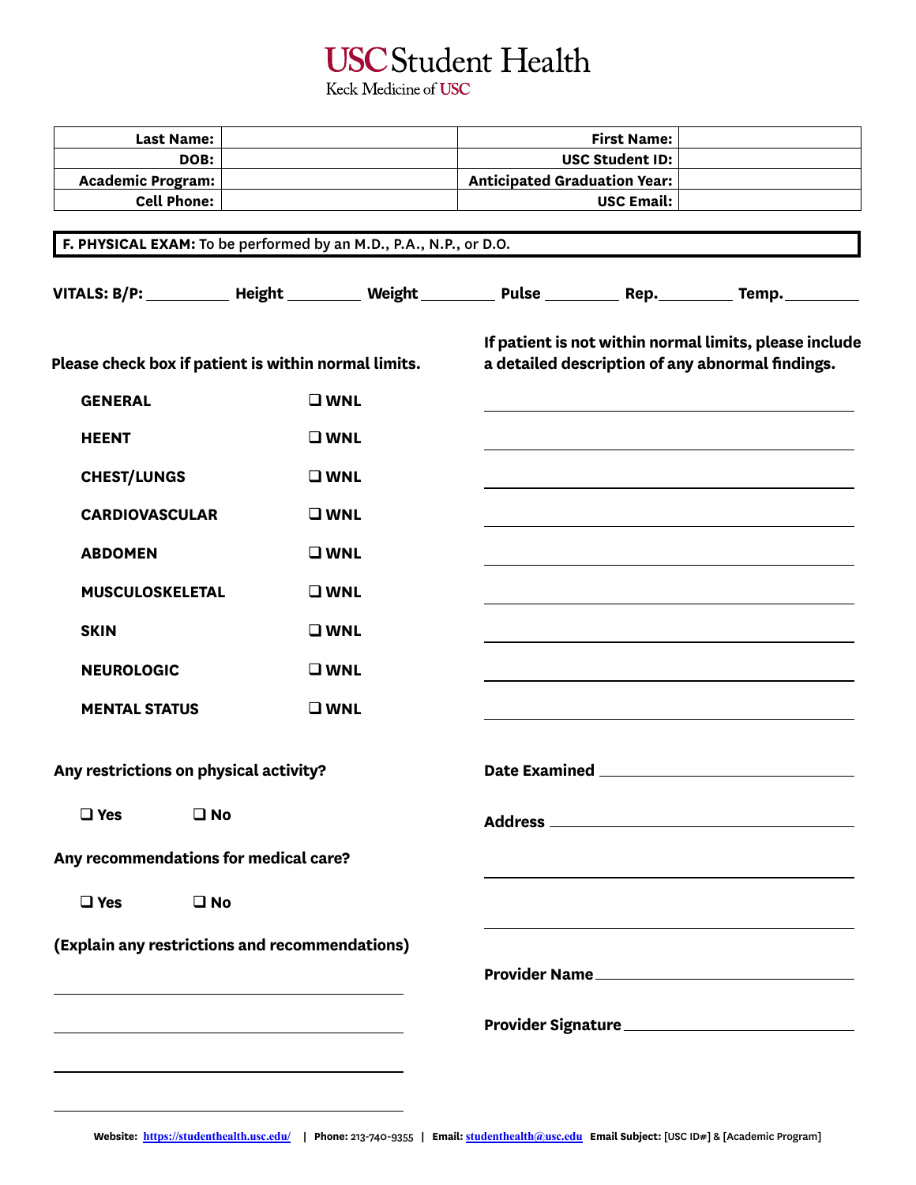# USC Student Health

Keck Medicine of USC

| Last Name: | | First Name: | |
|---|---|---|---|
| DOB: | | USC Student ID: | |
| Academic Program: | | Anticipated Graduation Year: | |
| Cell Phone: | | USC Email: | |

**F. PHYSICAL EXAM:** To be performed by an M.D., P.A., N.P., or D.O.

**VITALS: B/P:** __________ **Height** __________ **Weight** __________ **Pulse** __________ **Rep.** __________ **Temp.** __________

| Please check box if patient is within normal limits. | | If patient is not within normal limits, please include a detailed description of any abnormal findings. |
|---|---|---|
| **GENERAL** | ☐ **WNL** | ______________________________ |
| **HEENT** | ☐ **WNL** | ______________________________ |
| **CHEST/LUNGS** | ☐ **WNL** | ______________________________ |
| **CARDIOVASCULAR** | ☐ **WNL** | ______________________________ |
| **ABDOMEN** | ☐ **WNL** | ______________________________ |
| **MUSCULOSKELETAL** | ☐ **WNL** | ______________________________ |
| **SKIN** | ☐ **WNL** | ______________________________ |
| **NEUROLOGIC** | ☐ **WNL** | ______________________________ |
| **MENTAL STATUS** | ☐ **WNL** | ______________________________ |

**Any restrictions on physical activity?**

☐ **Yes** ☐ **No**

**Any recommendations for medical care?**

☐ **Yes** ☐ **No**

**(Explain any restrictions and recommendations)**

______________________________

______________________________

______________________________

______________________________

**Date Examined** ______________________________

**Address** ______________________________

______________________________

______________________________

**Provider Name** ______________________________

**Provider Signature** ______________________________

**Website:** https://studenthealth.usc.edu/ | **Phone:** 213-740-9355 | **Email:** studenthealth@usc.edu **Email Subject:** [USC ID#] & [Academic Program]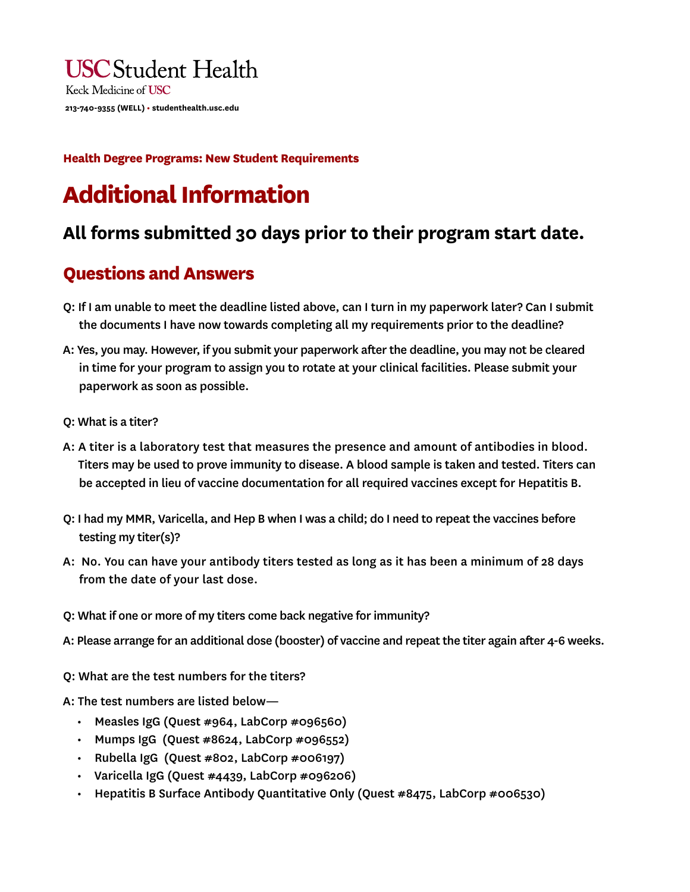USC Student Health

Keck Medicine of USC

213-740-9355 (WELL) • studenthealth.usc.edu

**Health Degree Programs: New Student Requirements**

# Additional Information

## All forms submitted 30 days prior to their program start date.

## Questions and Answers

Q: If I am unable to meet the deadline listed above, can I turn in my paperwork later? Can I submit the documents I have now towards completing all my requirements prior to the deadline?

A: Yes, you may. However, if you submit your paperwork after the deadline, you may not be cleared in time for your program to assign you to rotate at your clinical facilities. Please submit your paperwork as soon as possible.

Q: What is a titer?

A: A titer is a laboratory test that measures the presence and amount of antibodies in blood. Titers may be used to prove immunity to disease. A blood sample is taken and tested. Titers can be accepted in lieu of vaccine documentation for all required vaccines except for Hepatitis B.

Q: I had my MMR, Varicella, and Hep B when I was a child; do I need to repeat the vaccines before testing my titer(s)?

A: No. You can have your antibody titers tested as long as it has been a minimum of 28 days from the date of your last dose.

Q: What if one or more of my titers come back negative for immunity?

A: Please arrange for an additional dose (booster) of vaccine and repeat the titer again after 4-6 weeks.

Q: What are the test numbers for the titers?

A: The test numbers are listed below—

- Measles IgG (Quest #964, LabCorp #096560)
- Mumps IgG (Quest #8624, LabCorp #096552)
- Rubella IgG (Quest #802, LabCorp #006197)
- Varicella IgG (Quest #4439, LabCorp #096206)
- Hepatitis B Surface Antibody Quantitative Only (Quest #8475, LabCorp #006530)